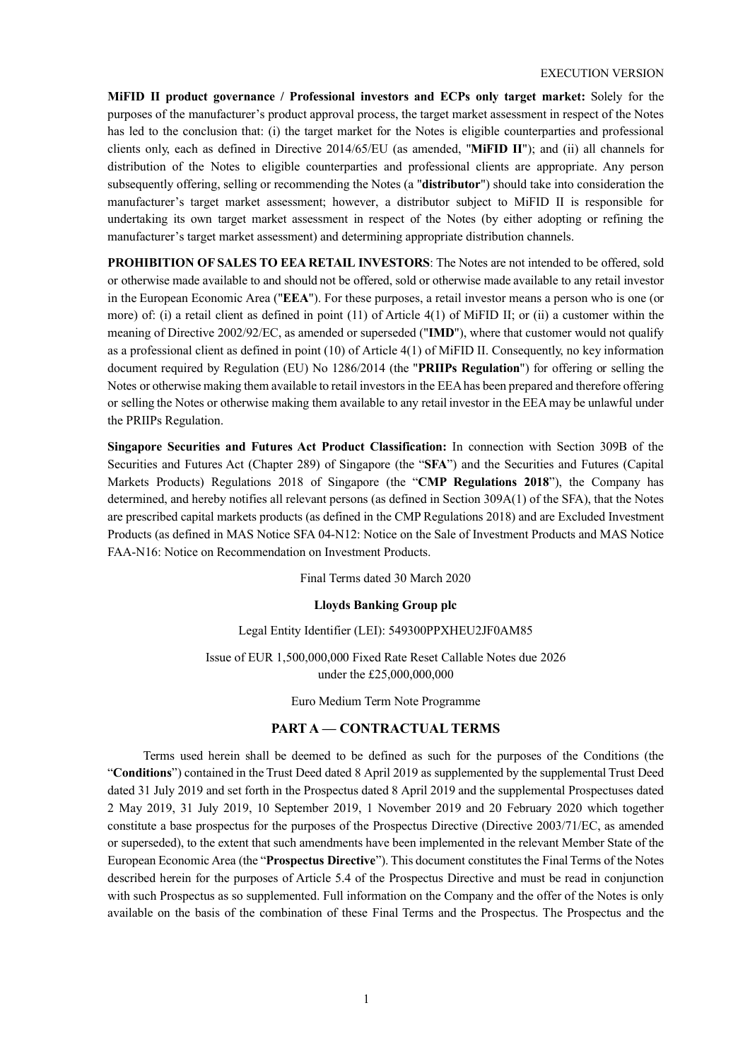EXECUTION VERSION

**MiFID II product governance / Professional investors and ECPs only target market:** Solely for the purposes of the manufacturer's product approval process, the target market assessment in respect of the Notes has led to the conclusion that: (i) the target market for the Notes is eligible counterparties and professional clients only, each as defined in Directive 2014/65/EU (as amended, "**MiFID II**"); and (ii) all channels for distribution of the Notes to eligible counterparties and professional clients are appropriate. Any person subsequently offering, selling or recommending the Notes (a "**distributor**") should take into consideration the manufacturer's target market assessment; however, a distributor subject to MiFID II is responsible for undertaking its own target market assessment in respect of the Notes (by either adopting or refining the manufacturer's target market assessment) and determining appropriate distribution channels.

**PROHIBITION OF SALES TO EEA RETAIL INVESTORS**: The Notes are not intended to be offered, sold or otherwise made available to and should not be offered, sold or otherwise made available to any retail investor in the European Economic Area ("**EEA**"). For these purposes, a retail investor means a person who is one (or more) of: (i) a retail client as defined in point (11) of Article 4(1) of MiFID II; or (ii) a customer within the meaning of Directive 2002/92/EC, as amended or superseded ("**IMD**"), where that customer would not qualify as a professional client as defined in point (10) of Article 4(1) of MiFID II. Consequently, no key information document required by Regulation (EU) No 1286/2014 (the "**PRIIPs Regulation**") for offering or selling the Notes or otherwise making them available to retail investors in the EEA has been prepared and therefore offering or selling the Notes or otherwise making them available to any retail investor in the EEA may be unlawful under the PRIIPs Regulation.

**Singapore Securities and Futures Act Product Classification:** In connection with Section 309B of the Securities and Futures Act (Chapter 289) of Singapore (the "**SFA**") and the Securities and Futures (Capital Markets Products) Regulations 2018 of Singapore (the "**CMP Regulations 2018**"), the Company has determined, and hereby notifies all relevant persons (as defined in Section 309A(1) of the SFA), that the Notes are prescribed capital markets products (as defined in the CMP Regulations 2018) and are Excluded Investment Products (as defined in MAS Notice SFA 04-N12: Notice on the Sale of Investment Products and MAS Notice FAA-N16: Notice on Recommendation on Investment Products.

Final Terms dated 30 March 2020

**Lloyds Banking Group plc**

Legal Entity Identifier (LEI): 549300PPXHEU2JF0AM85

Issue of EUR 1,500,000,000 Fixed Rate Reset Callable Notes due 2026
under the £25,000,000,000

Euro Medium Term Note Programme

## PART A — CONTRACTUAL TERMS

Terms used herein shall be deemed to be defined as such for the purposes of the Conditions (the "**Conditions**") contained in the Trust Deed dated 8 April 2019 as supplemented by the supplemental Trust Deed dated 31 July 2019 and set forth in the Prospectus dated 8 April 2019 and the supplemental Prospectuses dated 2 May 2019, 31 July 2019, 10 September 2019, 1 November 2019 and 20 February 2020 which together constitute a base prospectus for the purposes of the Prospectus Directive (Directive 2003/71/EC, as amended or superseded), to the extent that such amendments have been implemented in the relevant Member State of the European Economic Area (the "**Prospectus Directive**"). This document constitutes the Final Terms of the Notes described herein for the purposes of Article 5.4 of the Prospectus Directive and must be read in conjunction with such Prospectus as so supplemented. Full information on the Company and the offer of the Notes is only available on the basis of the combination of these Final Terms and the Prospectus. The Prospectus and the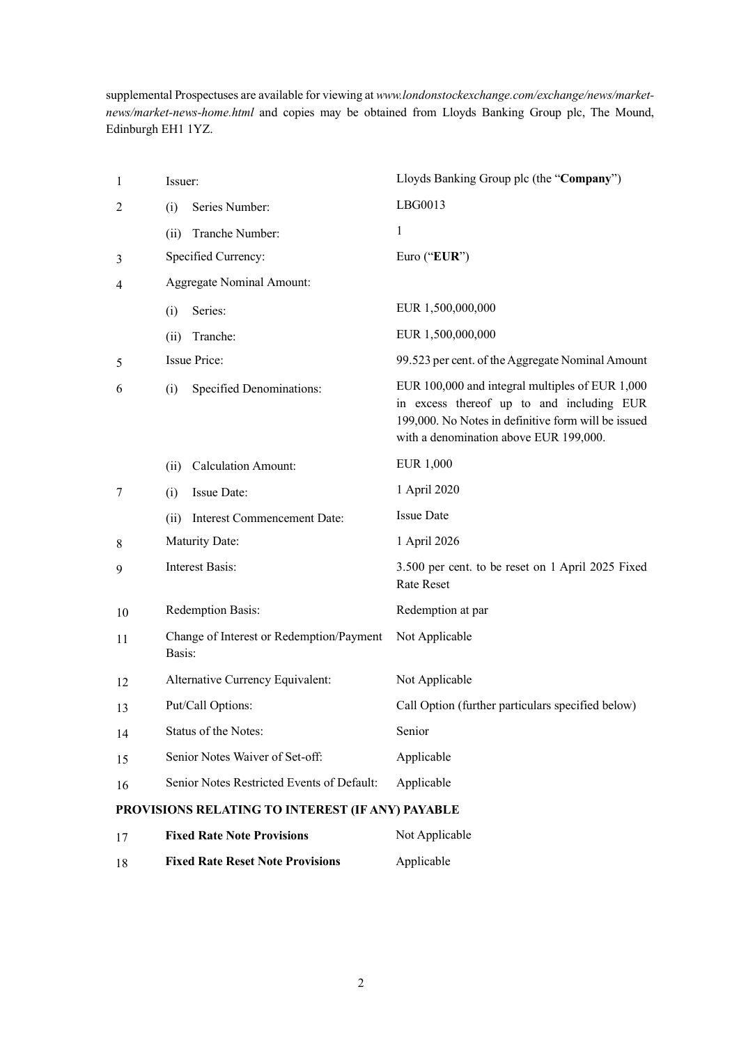supplemental Prospectuses are available for viewing at *www.londonstockexchange.com/exchange/news/market-news/market-news-home.html* and copies may be obtained from Lloyds Banking Group plc, The Mound, Edinburgh EH1 1YZ.

| | | |
|---|---|---|
| 1 | Issuer: | Lloyds Banking Group plc (the "**Company**") |
| 2 | (i) Series Number: | LBG0013 |
| | (ii) Tranche Number: | 1 |
| 3 | Specified Currency: | Euro ("**EUR**") |
| 4 | Aggregate Nominal Amount: | |
| | (i) Series: | EUR 1,500,000,000 |
| | (ii) Tranche: | EUR 1,500,000,000 |
| 5 | Issue Price: | 99.523 per cent. of the Aggregate Nominal Amount |
| 6 | (i) Specified Denominations: | EUR 100,000 and integral multiples of EUR 1,000 in excess thereof up to and including EUR 199,000. No Notes in definitive form will be issued with a denomination above EUR 199,000. |
| | (ii) Calculation Amount: | EUR 1,000 |
| 7 | (i) Issue Date: | 1 April 2020 |
| | (ii) Interest Commencement Date: | Issue Date |
| 8 | Maturity Date: | 1 April 2026 |
| 9 | Interest Basis: | 3.500 per cent. to be reset on 1 April 2025 Fixed Rate Reset |
| 10 | Redemption Basis: | Redemption at par |
| 11 | Change of Interest or Redemption/Payment Basis: | Not Applicable |
| 12 | Alternative Currency Equivalent: | Not Applicable |
| 13 | Put/Call Options: | Call Option (further particulars specified below) |
| 14 | Status of the Notes: | Senior |
| 15 | Senior Notes Waiver of Set-off: | Applicable |
| 16 | Senior Notes Restricted Events of Default: | Applicable |

**PROVISIONS RELATING TO INTEREST (IF ANY) PAYABLE**

| | | |
|---|---|---|
| 17 | **Fixed Rate Note Provisions** | Not Applicable |
| 18 | **Fixed Rate Reset Note Provisions** | Applicable |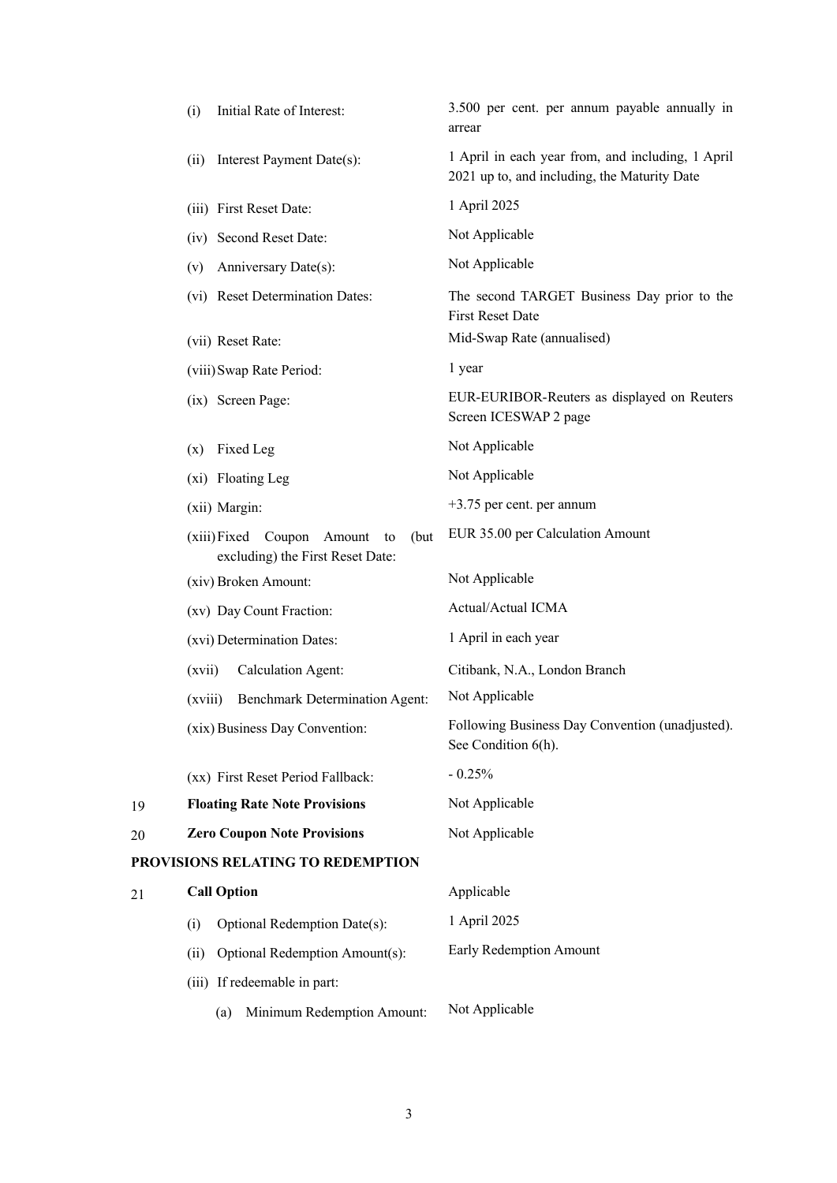| | | |
|---|---|---|
| | (i) Initial Rate of Interest: | 3.500 per cent. per annum payable annually in arrear |
| | (ii) Interest Payment Date(s): | 1 April in each year from, and including, 1 April 2021 up to, and including, the Maturity Date |
| | (iii) First Reset Date: | 1 April 2025 |
| | (iv) Second Reset Date: | Not Applicable |
| | (v) Anniversary Date(s): | Not Applicable |
| | (vi) Reset Determination Dates: | The second TARGET Business Day prior to the First Reset Date |
| | (vii) Reset Rate: | Mid-Swap Rate (annualised) |
| | (viii) Swap Rate Period: | 1 year |
| | (ix) Screen Page: | EUR-EURIBOR-Reuters as displayed on Reuters Screen ICESWAP 2 page |
| | (x) Fixed Leg | Not Applicable |
| | (xi) Floating Leg | Not Applicable |
| | (xii) Margin: | +3.75 per cent. per annum |
| | (xiii) Fixed Coupon Amount to (but excluding) the First Reset Date: | EUR 35.00 per Calculation Amount |
| | (xiv) Broken Amount: | Not Applicable |
| | (xv) Day Count Fraction: | Actual/Actual ICMA |
| | (xvi) Determination Dates: | 1 April in each year |
| | (xvii) Calculation Agent: | Citibank, N.A., London Branch |
| | (xviii) Benchmark Determination Agent: | Not Applicable |
| | (xix) Business Day Convention: | Following Business Day Convention (unadjusted). See Condition 6(h). |
| | (xx) First Reset Period Fallback: | - 0.25% |
| 19 | **Floating Rate Note Provisions** | Not Applicable |
| 20 | **Zero Coupon Note Provisions** | Not Applicable |

**PROVISIONS RELATING TO REDEMPTION**

| | | |
|---|---|---|
| 21 | **Call Option** | Applicable |
| | (i) Optional Redemption Date(s): | 1 April 2025 |
| | (ii) Optional Redemption Amount(s): | Early Redemption Amount |
| | (iii) If redeemable in part: | |
| | (a) Minimum Redemption Amount: | Not Applicable |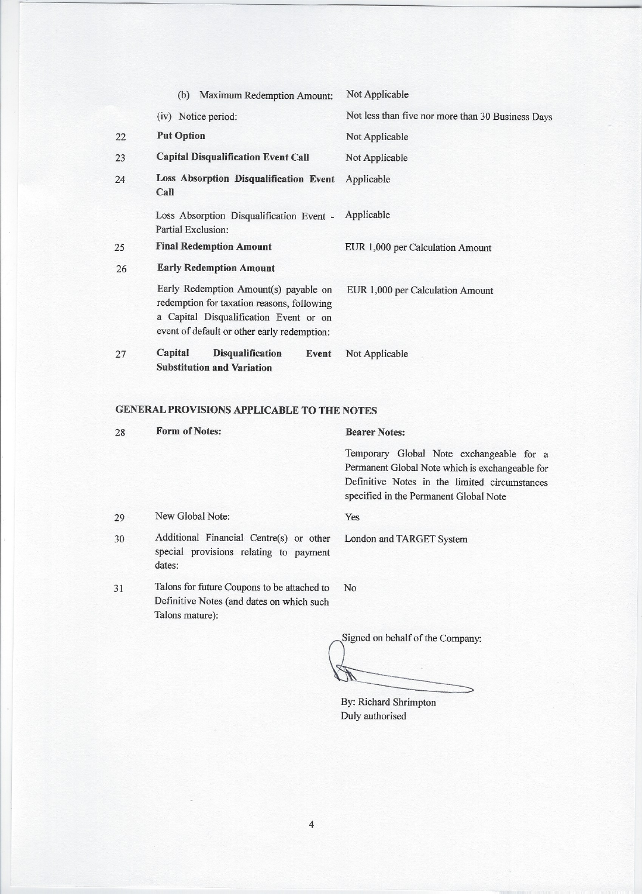| | | |
|---|---|---|
| | (b) Maximum Redemption Amount: | Not Applicable |
| | (iv) Notice period: | Not less than five nor more than 30 Business Days |
| 22 | **Put Option** | Not Applicable |
| 23 | **Capital Disqualification Event Call** | Not Applicable |
| 24 | **Loss Absorption Disqualification Event Call** | Applicable |
| | Loss Absorption Disqualification Event - Partial Exclusion: | Applicable |
| 25 | **Final Redemption Amount** | EUR 1,000 per Calculation Amount |
| 26 | **Early Redemption Amount** | |
| | Early Redemption Amount(s) payable on redemption for taxation reasons, following a Capital Disqualification Event or on event of default or other early redemption: | EUR 1,000 per Calculation Amount |
| 27 | **Capital Disqualification Event Substitution and Variation** | Not Applicable |

**GENERAL PROVISIONS APPLICABLE TO THE NOTES**

| | | |
|---|---|---|
| 28 | **Form of Notes:** | **Bearer Notes:** Temporary Global Note exchangeable for a Permanent Global Note which is exchangeable for Definitive Notes in the limited circumstances specified in the Permanent Global Note |
| 29 | New Global Note: | Yes |
| 30 | Additional Financial Centre(s) or other special provisions relating to payment dates: | London and TARGET System |
| 31 | Talons for future Coupons to be attached to Definitive Notes (and dates on which such Talons mature): | No |

Signed on behalf of the Company:

By: Richard Shrimpton
Duly authorised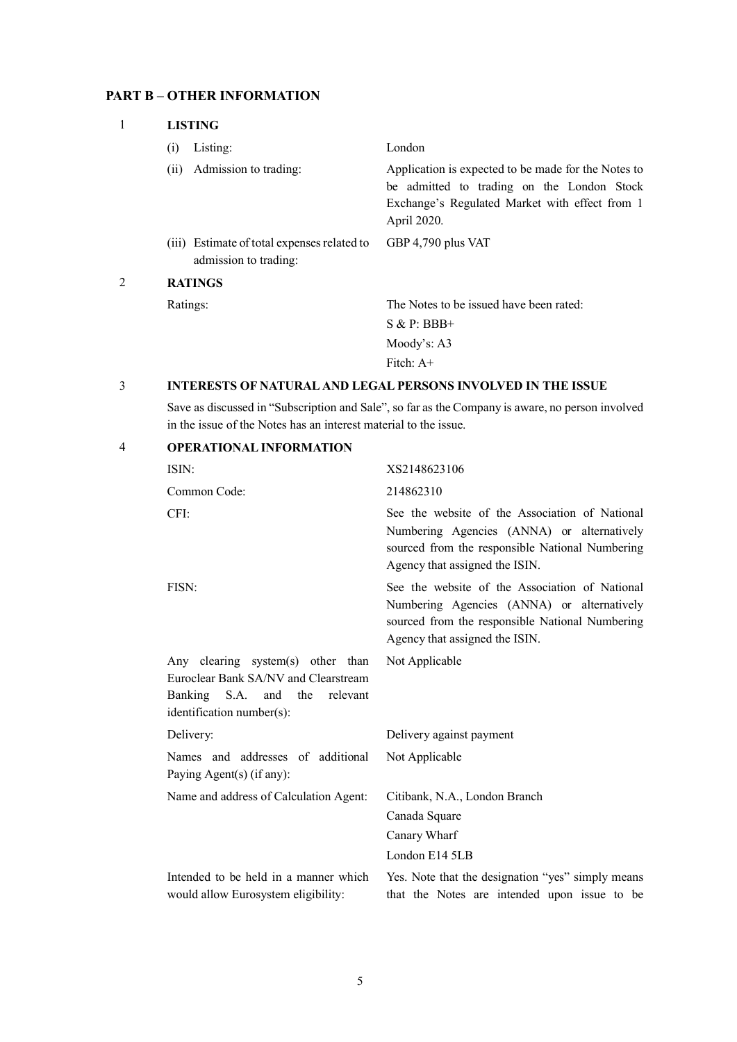## PART B – OTHER INFORMATION

### 1 LISTING

| | |
|---|---|
| (i) Listing: | London |
| (ii) Admission to trading: | Application is expected to be made for the Notes to be admitted to trading on the London Stock Exchange's Regulated Market with effect from 1 April 2020. |
| (iii) Estimate of total expenses related to admission to trading: | GBP 4,790 plus VAT |

### 2 RATINGS

| | |
|---|---|
| Ratings: | The Notes to be issued have been rated:<br>S & P: BBB+<br>Moody's: A3<br>Fitch: A+ |

### 3 INTERESTS OF NATURAL AND LEGAL PERSONS INVOLVED IN THE ISSUE

Save as discussed in "Subscription and Sale", so far as the Company is aware, no person involved in the issue of the Notes has an interest material to the issue.

### 4 OPERATIONAL INFORMATION

| | |
|---|---|
| ISIN: | XS2148623106 |
| Common Code: | 214862310 |
| CFI: | See the website of the Association of National Numbering Agencies (ANNA) or alternatively sourced from the responsible National Numbering Agency that assigned the ISIN. |
| FISN: | See the website of the Association of National Numbering Agencies (ANNA) or alternatively sourced from the responsible National Numbering Agency that assigned the ISIN. |
| Any clearing system(s) other than Euroclear Bank SA/NV and Clearstream Banking S.A. and the relevant identification number(s): | Not Applicable |
| Delivery: | Delivery against payment |
| Names and addresses of additional Paying Agent(s) (if any): | Not Applicable |
| Name and address of Calculation Agent: | Citibank, N.A., London Branch<br>Canada Square<br>Canary Wharf<br>London E14 5LB |
| Intended to be held in a manner which would allow Eurosystem eligibility: | Yes. Note that the designation "yes" simply means that the Notes are intended upon issue to be |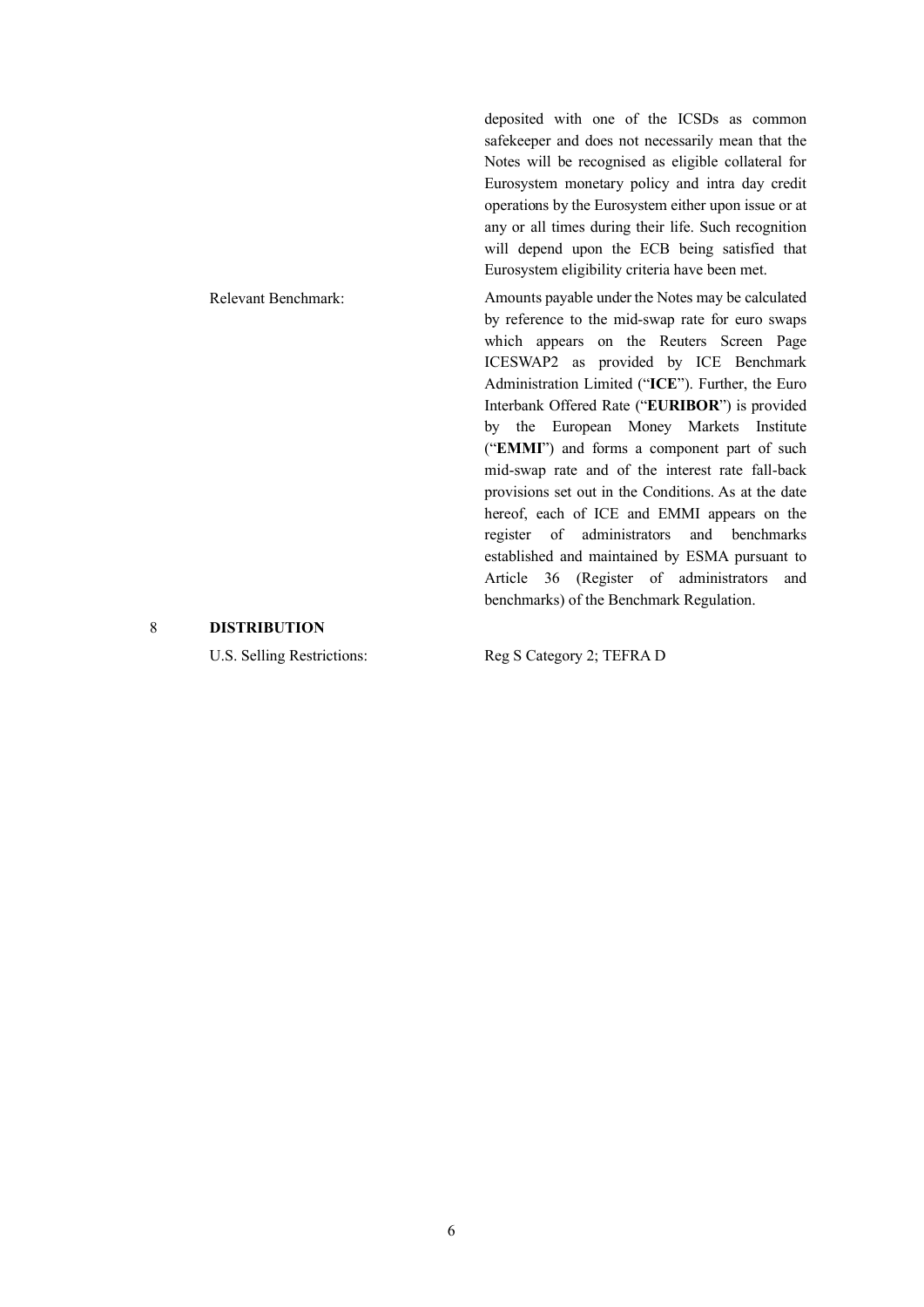deposited with one of the ICSDs as common safekeeper and does not necessarily mean that the Notes will be recognised as eligible collateral for Eurosystem monetary policy and intra day credit operations by the Eurosystem either upon issue or at any or all times during their life. Such recognition will depend upon the ECB being satisfied that Eurosystem eligibility criteria have been met.

| | |
|---|---|
| Relevant Benchmark: | Amounts payable under the Notes may be calculated by reference to the mid-swap rate for euro swaps which appears on the Reuters Screen Page ICESWAP2 as provided by ICE Benchmark Administration Limited ("**ICE**"). Further, the Euro Interbank Offered Rate ("**EURIBOR**") is provided by the European Money Markets Institute ("**EMMI**") and forms a component part of such mid-swap rate and of the interest rate fall-back provisions set out in the Conditions. As at the date hereof, each of ICE and EMMI appears on the register of administrators and benchmarks established and maintained by ESMA pursuant to Article 36 (Register of administrators and benchmarks) of the Benchmark Regulation. |

## 8 DISTRIBUTION

| | |
|---|---|
| U.S. Selling Restrictions: | Reg S Category 2; TEFRA D |